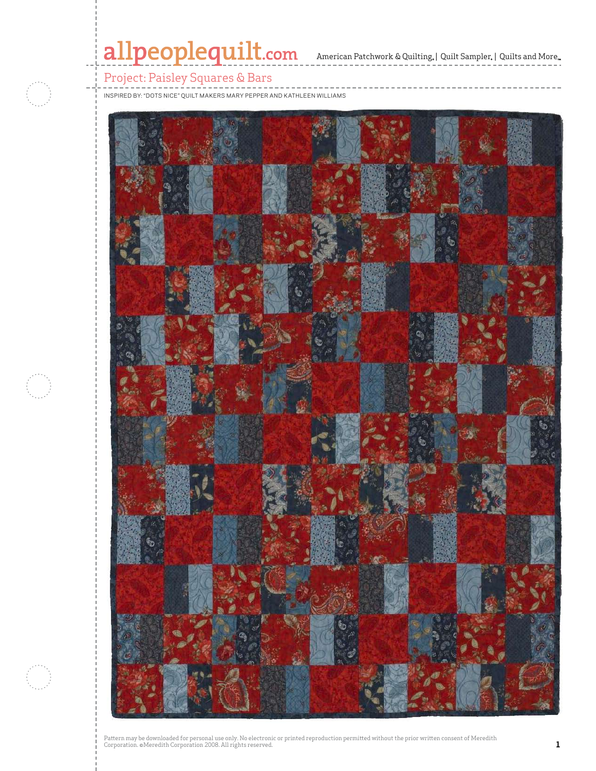allpeoplequilt.com American Patchwork & Quilting | Quilt Sampler | Quilts and More

# Project: Paisley Squares & Bars

INSPIRED BY: "DOTS NICE" QUILT MAKERS MARY PEPPER AND KATHLEEN WILLIAMS

Pattern may be downloaded for personal use only. No electronic or printed reproduction permitted without the prior written consent of Meredith Corporation. ©Meredith Corporation 2008. All rights reserved.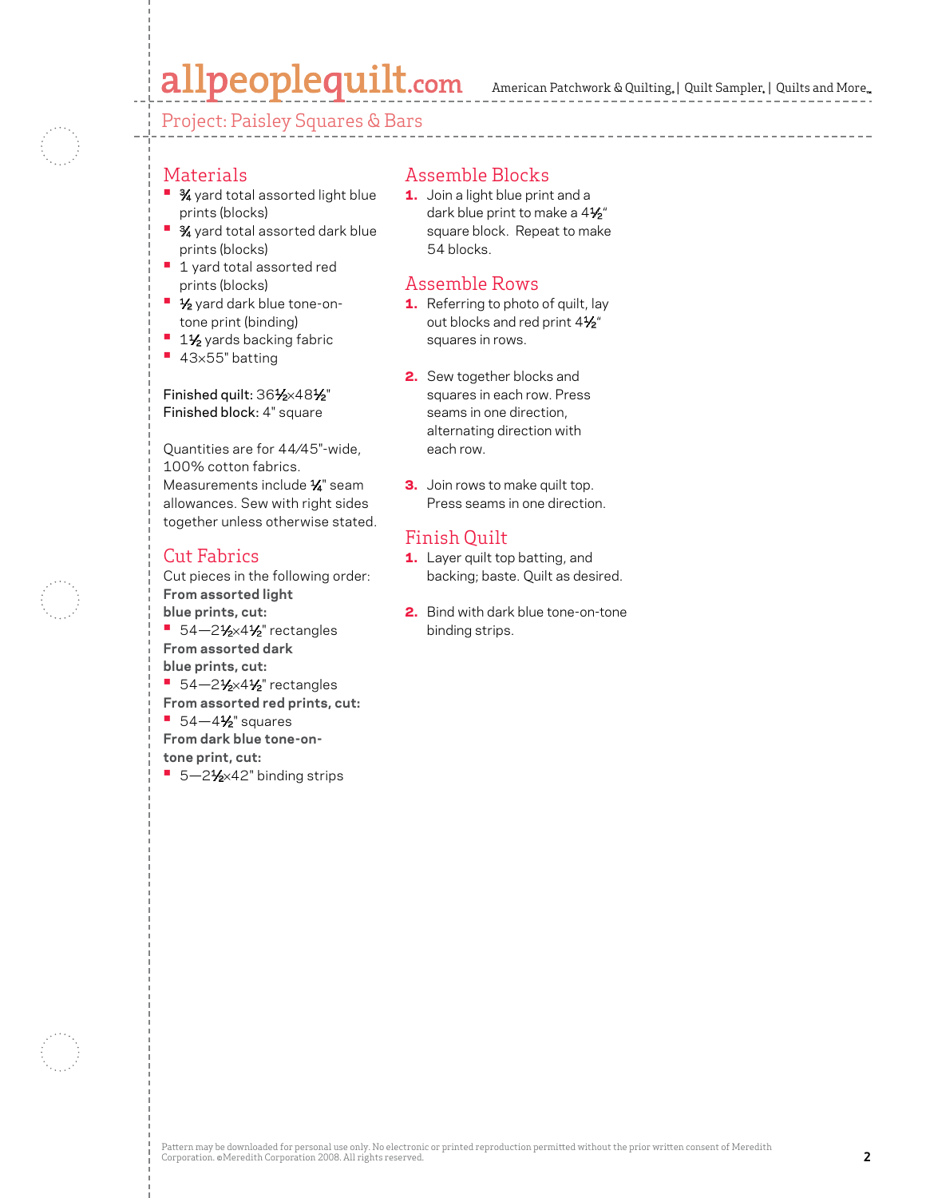## Project: Paisley Squares & Bars

### Materials

- ¾ yard total assorted light blue prints (blocks)
- ¾ yard total assorted dark blue prints (blocks)
- 1 yard total assorted red prints (blocks)
- ½ yard dark blue tone-on-tone print (binding)
- 1½ yards backing fabric
- 43×55" batting

Finished quilt: 36½×48½"
Finished block: 4" square

Quantities are for 44⁄45"-wide, 100% cotton fabrics. Measurements include ¼" seam allowances. Sew with right sides together unless otherwise stated.

### Cut Fabrics

Cut pieces in the following order:

**From assorted light blue prints, cut:**
- 54—2½×4½" rectangles

**From assorted dark blue prints, cut:**
- 54—2½×4½" rectangles

**From assorted red prints, cut:**
- 54—4½" squares

**From dark blue tone-on-tone print, cut:**
- 5—2½×42" binding strips

### Assemble Blocks

1. Join a light blue print and a dark blue print to make a 4½" square block. Repeat to make 54 blocks.

### Assemble Rows

1. Referring to photo of quilt, lay out blocks and red print 4½" squares in rows.

2. Sew together blocks and squares in each row. Press seams in one direction, alternating direction with each row.

3. Join rows to make quilt top. Press seams in one direction.

### Finish Quilt

1. Layer quilt top batting, and backing; baste. Quilt as desired.

2. Bind with dark blue tone-on-tone binding strips.

Pattern may be downloaded for personal use only. No electronic or printed reproduction permitted without the prior written consent of Meredith Corporation. ©Meredith Corporation 2008. All rights reserved.